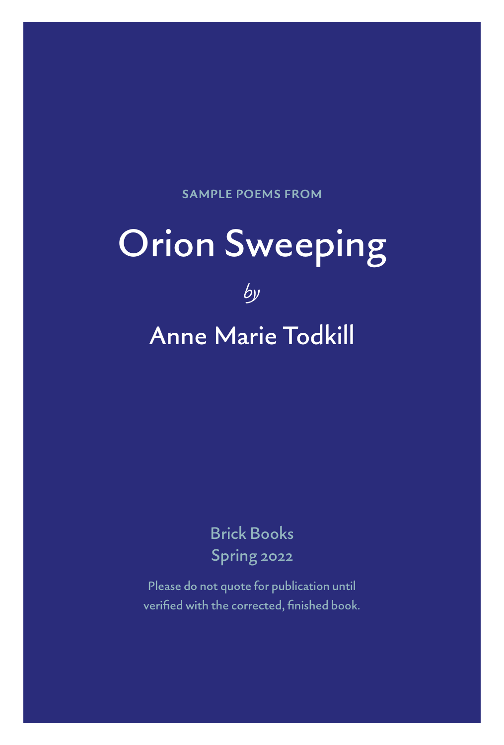SAMPLE POEMS FROM

# Orion Sweeping

*by*

## Anne Marie Todkill

Brick Books
Spring 2022

Please do not quote for publication until verified with the corrected, finished book.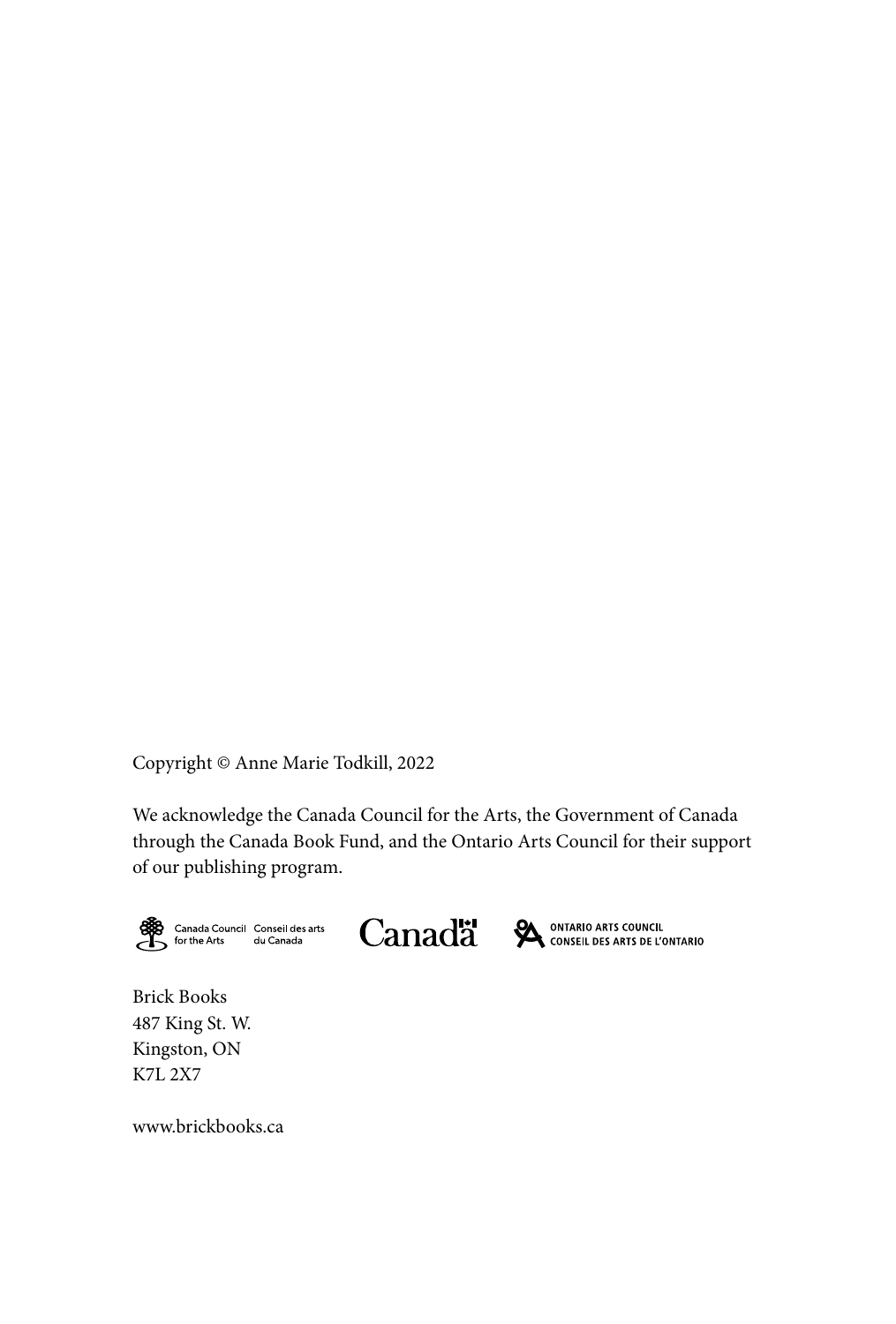Copyright © Anne Marie Todkill, 2022

We acknowledge the Canada Council for the Arts, the Government of Canada through the Canada Book Fund, and the Ontario Arts Council for their support of our publishing program.

Canada Council for the Arts Conseil des arts du Canada

Canada

ONTARIO ARTS COUNCIL
CONSEIL DES ARTS DE L'ONTARIO

Brick Books
487 King St. W.
Kingston, ON
K7L 2X7

www.brickbooks.ca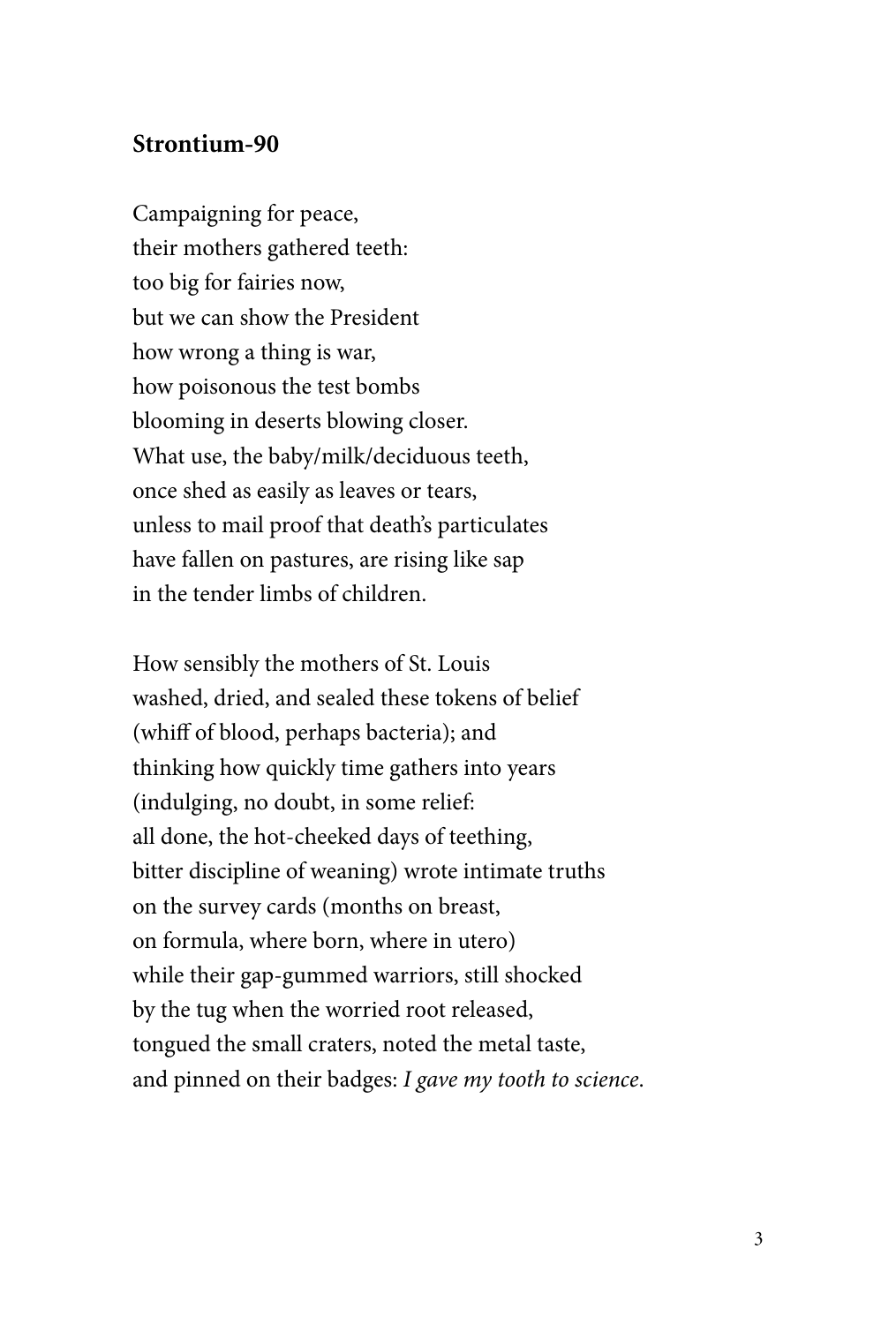**Strontium-90**

Campaigning for peace,  
their mothers gathered teeth:  
too big for fairies now,  
but we can show the President  
how wrong a thing is war,  
how poisonous the test bombs  
blooming in deserts blowing closer.  
What use, the baby/milk/deciduous teeth,  
once shed as easily as leaves or tears,  
unless to mail proof that death's particulates  
have fallen on pastures, are rising like sap  
in the tender limbs of children.

How sensibly the mothers of St. Louis  
washed, dried, and sealed these tokens of belief  
(whiff of blood, perhaps bacteria); and  
thinking how quickly time gathers into years  
(indulging, no doubt, in some relief:  
all done, the hot-cheeked days of teething,  
bitter discipline of weaning) wrote intimate truths  
on the survey cards (months on breast,  
on formula, where born, where in utero)  
while their gap-gummed warriors, still shocked  
by the tug when the worried root released,  
tongued the small craters, noted the metal taste,  
and pinned on their badges: *I gave my tooth to science.*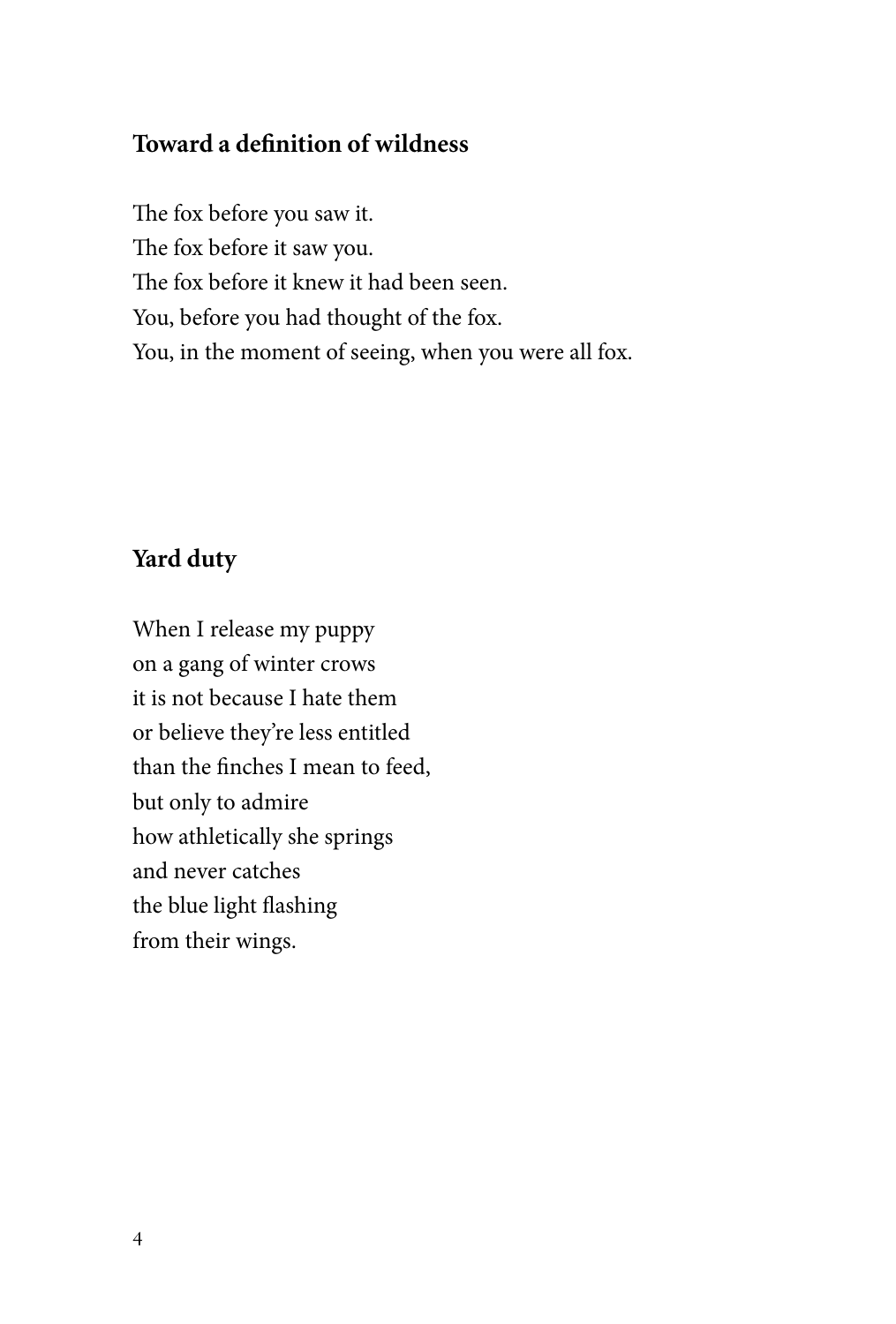## Toward a definition of wildness

The fox before you saw it.  
The fox before it saw you.  
The fox before it knew it had been seen.  
You, before you had thought of the fox.  
You, in the moment of seeing, when you were all fox.

## Yard duty

When I release my puppy  
on a gang of winter crows  
it is not because I hate them  
or believe they're less entitled  
than the finches I mean to feed,  
but only to admire  
how athletically she springs  
and never catches  
the blue light flashing  
from their wings.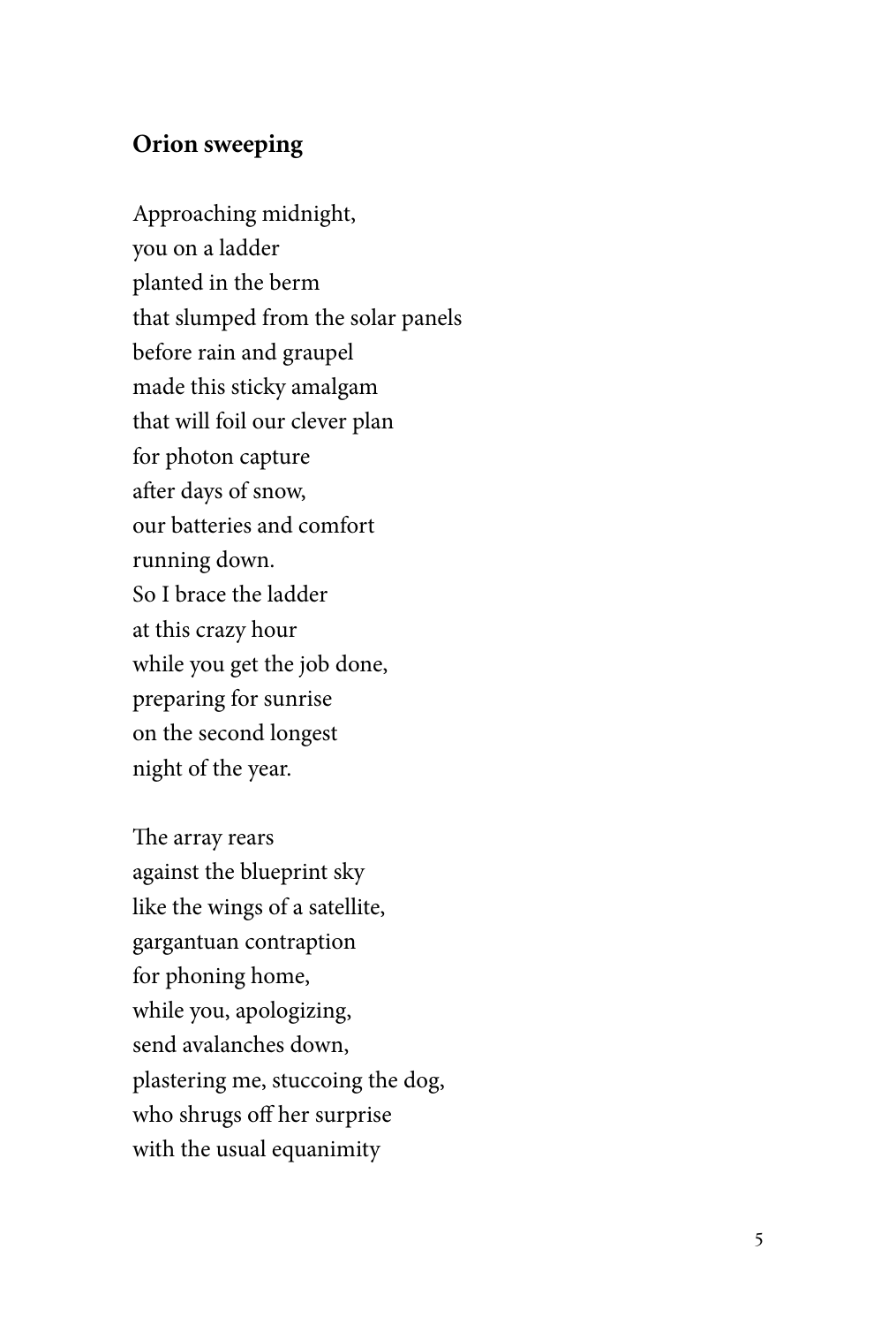### **Orion sweeping**

Approaching midnight,  
you on a ladder  
planted in the berm  
that slumped from the solar panels  
before rain and graupel  
made this sticky amalgam  
that will foil our clever plan  
for photon capture  
after days of snow,  
our batteries and comfort  
running down.  
So I brace the ladder  
at this crazy hour  
while you get the job done,  
preparing for sunrise  
on the second longest  
night of the year.

The array rears  
against the blueprint sky  
like the wings of a satellite,  
gargantuan contraption  
for phoning home,  
while you, apologizing,  
send avalanches down,  
plastering me, stuccoing the dog,  
who shrugs off her surprise  
with the usual equanimity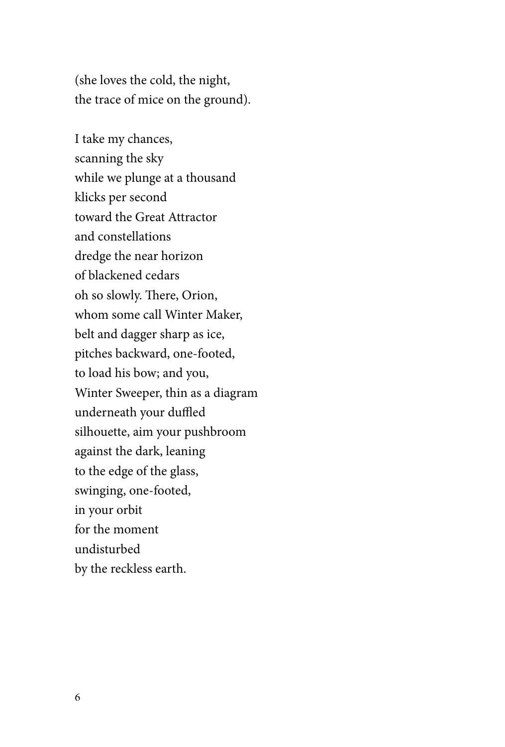(she loves the cold, the night,  
the trace of mice on the ground).

I take my chances,  
scanning the sky  
while we plunge at a thousand  
klicks per second  
toward the Great Attractor  
and constellations  
dredge the near horizon  
of blackened cedars  
oh so slowly. There, Orion,  
whom some call Winter Maker,  
belt and dagger sharp as ice,  
pitches backward, one-footed,  
to load his bow; and you,  
Winter Sweeper, thin as a diagram  
underneath your duffled  
silhouette, aim your pushbroom  
against the dark, leaning  
to the edge of the glass,  
swinging, one-footed,  
in your orbit  
for the moment  
undisturbed  
by the reckless earth.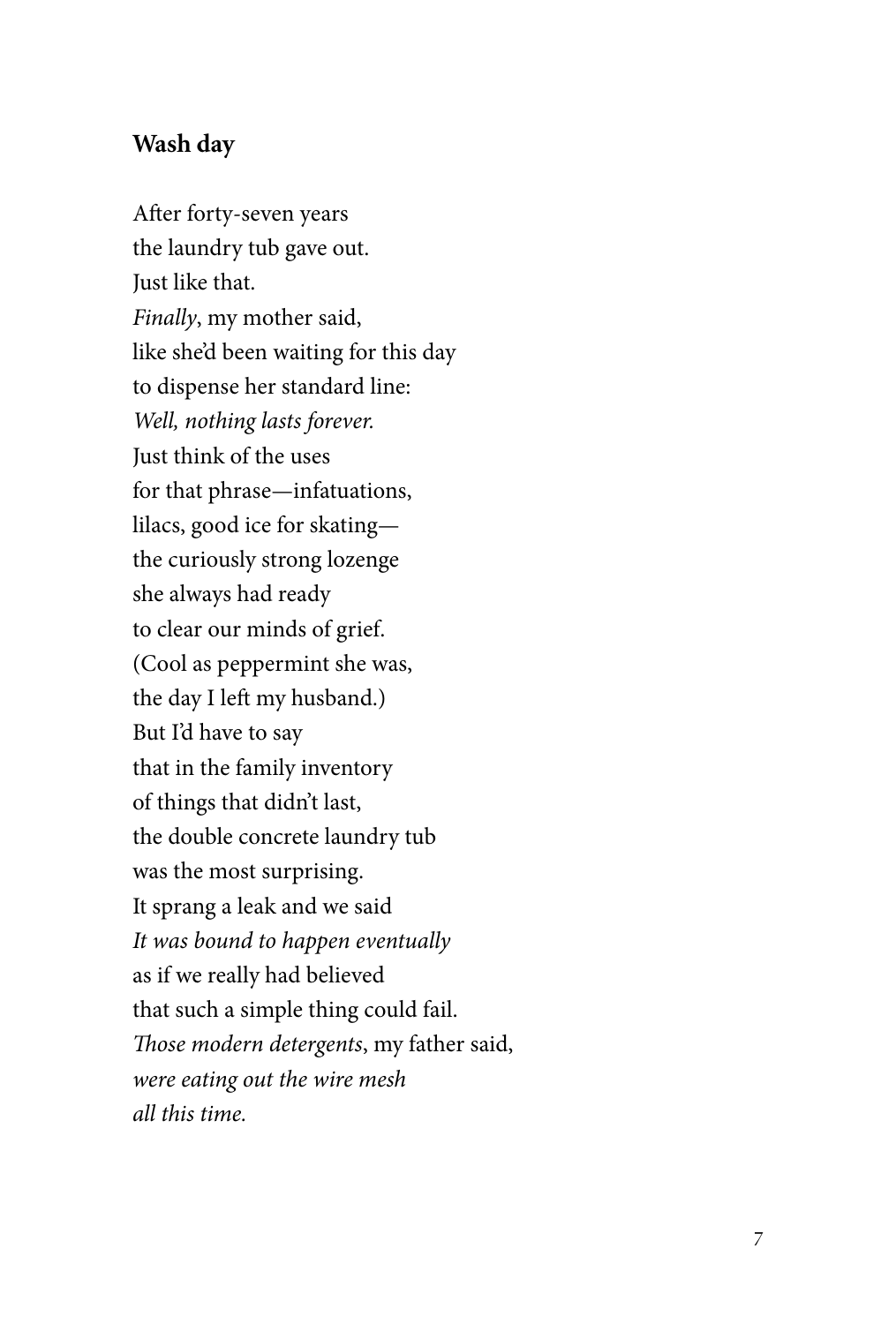## Wash day

After forty-seven years  
the laundry tub gave out.  
Just like that.  
*Finally*, my mother said,  
like she'd been waiting for this day  
to dispense her standard line:  
*Well, nothing lasts forever.*  
Just think of the uses  
for that phrase—infatuations,  
lilacs, good ice for skating—  
the curiously strong lozenge  
she always had ready  
to clear our minds of grief.  
(Cool as peppermint she was,  
the day I left my husband.)  
But I'd have to say  
that in the family inventory  
of things that didn't last,  
the double concrete laundry tub  
was the most surprising.  
It sprang a leak and we said  
*It was bound to happen eventually*  
as if we really had believed  
that such a simple thing could fail.  
*Those modern detergents*, my father said,  
*were eating out the wire mesh*  
*all this time.*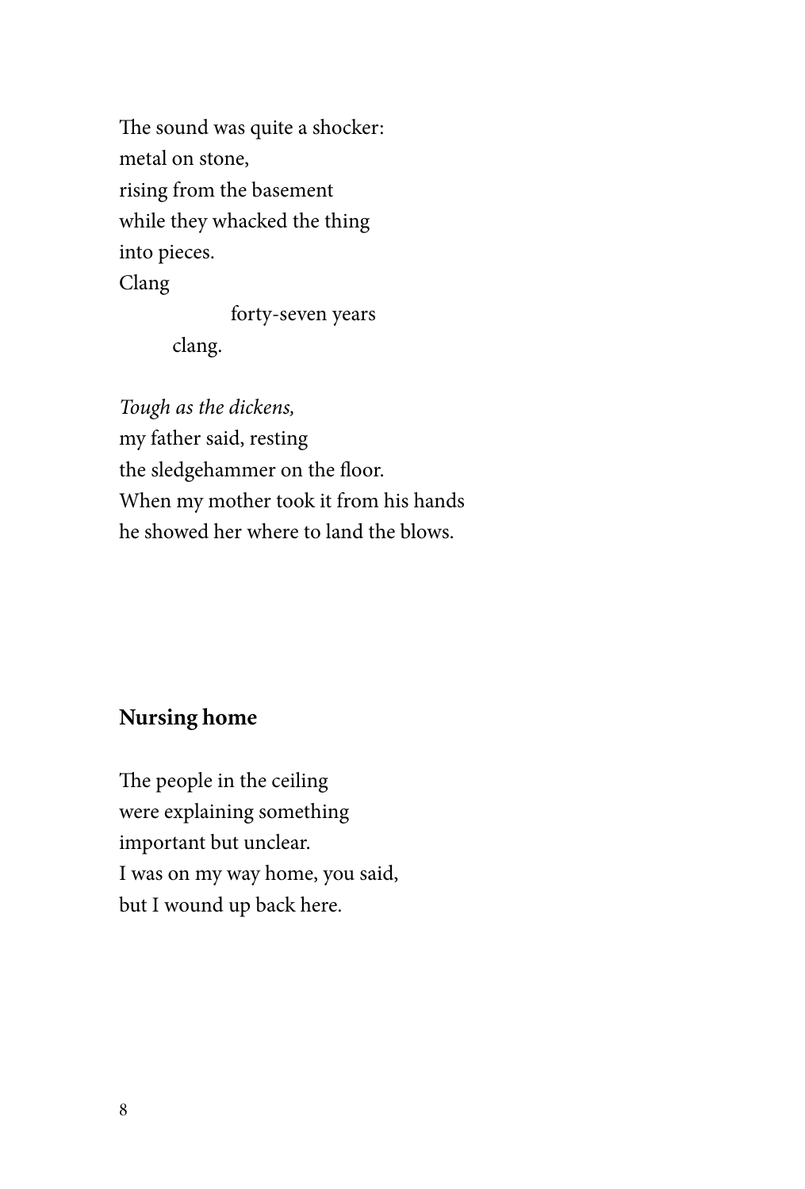The sound was quite a shocker:  
metal on stone,  
rising from the basement  
while they whacked the thing  
into pieces.  
Clang  
                forty-seven years  
        clang.

*Tough as the dickens,*  
my father said, resting  
the sledgehammer on the floor.  
When my mother took it from his hands  
he showed her where to land the blows.

## Nursing home

The people in the ceiling  
were explaining something  
important but unclear.  
I was on my way home, you said,  
but I wound up back here.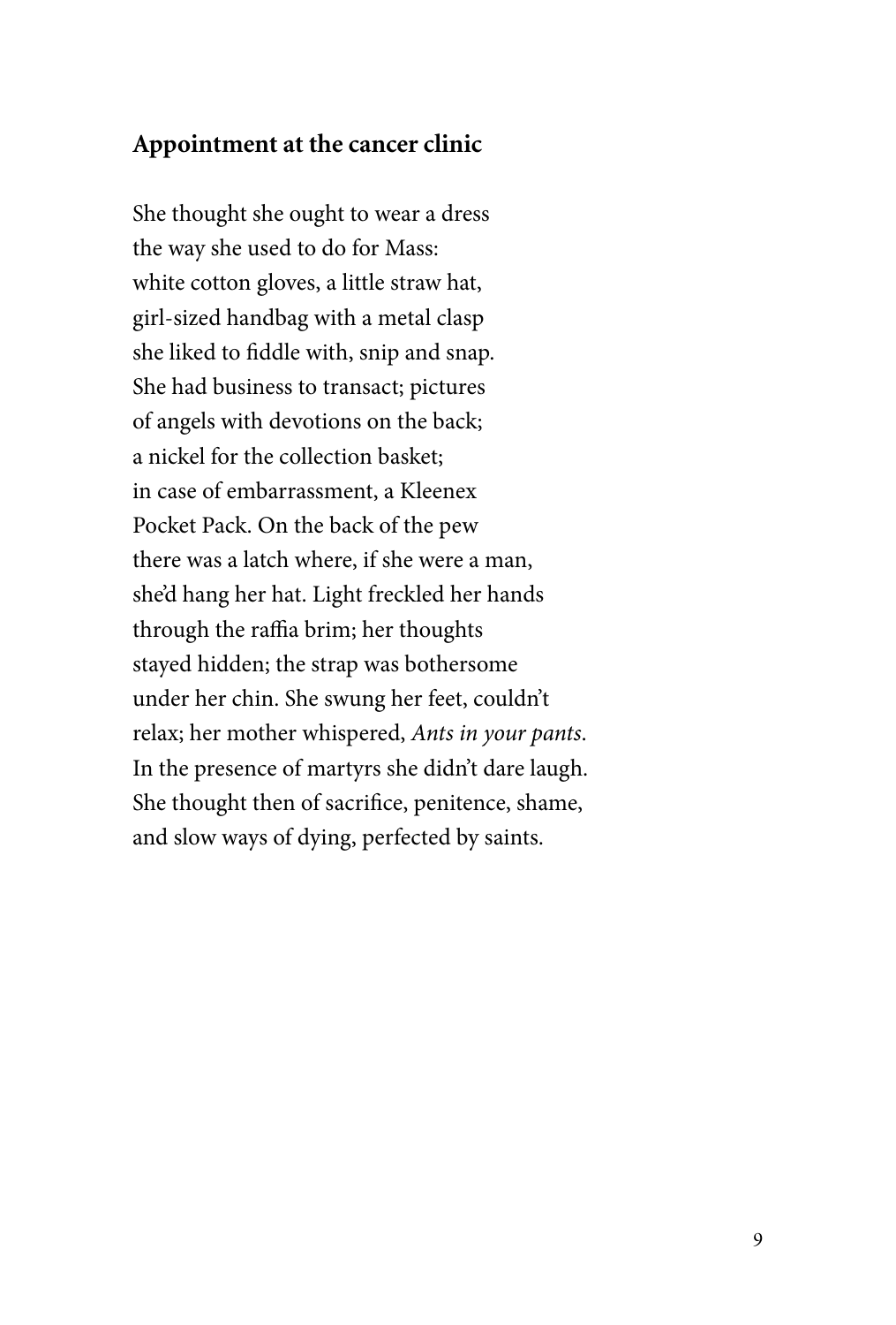## Appointment at the cancer clinic

She thought she ought to wear a dress  
the way she used to do for Mass:  
white cotton gloves, a little straw hat,  
girl-sized handbag with a metal clasp  
she liked to fiddle with, snip and snap.  
She had business to transact; pictures  
of angels with devotions on the back;  
a nickel for the collection basket;  
in case of embarrassment, a Kleenex  
Pocket Pack. On the back of the pew  
there was a latch where, if she were a man,  
she'd hang her hat. Light freckled her hands  
through the raffia brim; her thoughts  
stayed hidden; the strap was bothersome  
under her chin. She swung her feet, couldn't  
relax; her mother whispered, *Ants in your pants.*  
In the presence of martyrs she didn't dare laugh.  
She thought then of sacrifice, penitence, shame,  
and slow ways of dying, perfected by saints.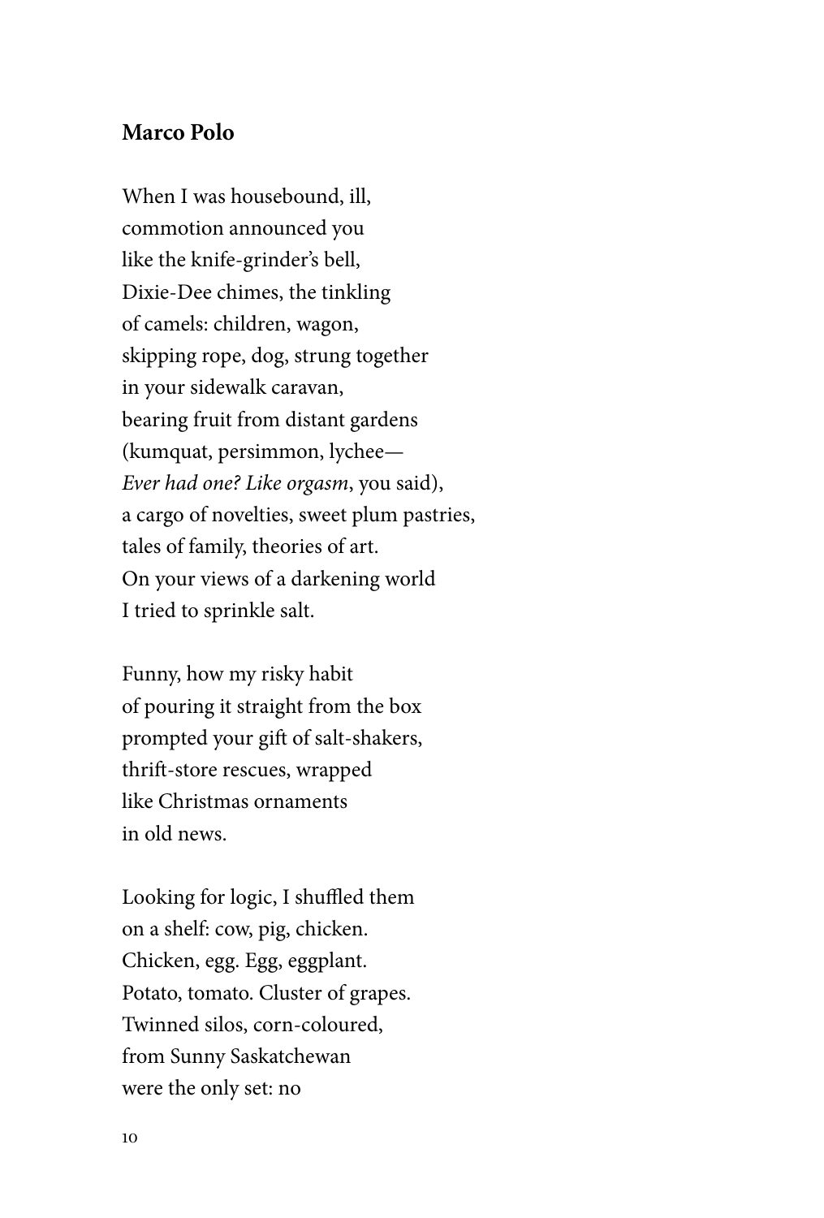**Marco Polo**

When I was housebound, ill,
commotion announced you
like the knife-grinder's bell,
Dixie-Dee chimes, the tinkling
of camels: children, wagon,
skipping rope, dog, strung together
in your sidewalk caravan,
bearing fruit from distant gardens
(kumquat, persimmon, lychee—
*Ever had one? Like orgasm*, you said),
a cargo of novelties, sweet plum pastries,
tales of family, theories of art.
On your views of a darkening world
I tried to sprinkle salt.

Funny, how my risky habit
of pouring it straight from the box
prompted your gift of salt-shakers,
thrift-store rescues, wrapped
like Christmas ornaments
in old news.

Looking for logic, I shuffled them
on a shelf: cow, pig, chicken.
Chicken, egg. Egg, eggplant.
Potato, tomato. Cluster of grapes.
Twinned silos, corn-coloured,
from Sunny Saskatchewan
were the only set: no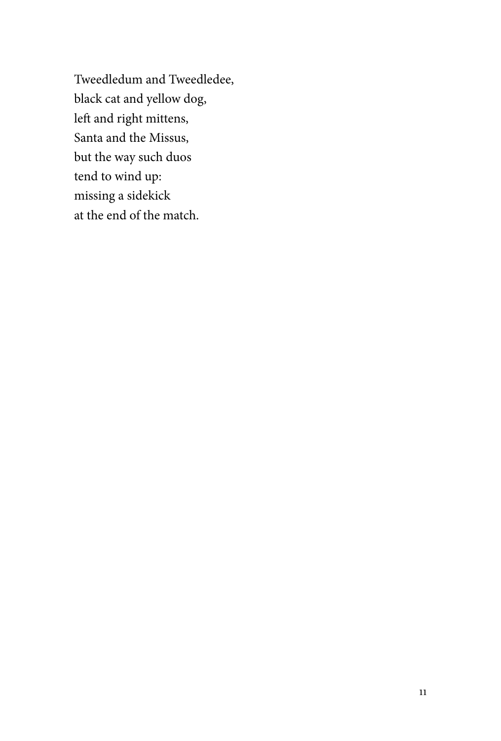Tweedledum and Tweedledee,
black cat and yellow dog,
left and right mittens,
Santa and the Missus,
but the way such duos
tend to wind up:
missing a sidekick
at the end of the match.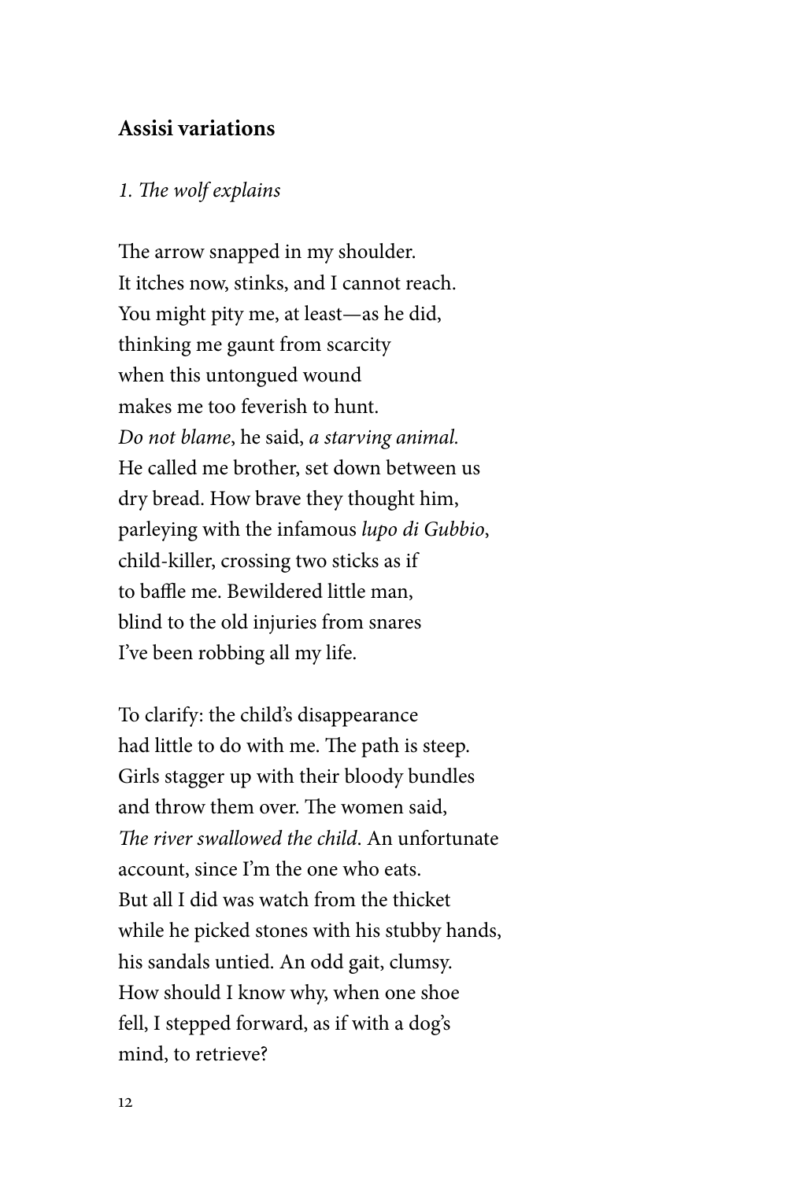## Assisi variations

*1. The wolf explains*

The arrow snapped in my shoulder.
It itches now, stinks, and I cannot reach.
You might pity me, at least—as he did,
thinking me gaunt from scarcity
when this untongued wound
makes me too feverish to hunt.
*Do not blame*, he said, *a starving animal.*
He called me brother, set down between us
dry bread. How brave they thought him,
parleying with the infamous *lupo di Gubbio*,
child-killer, crossing two sticks as if
to baffle me. Bewildered little man,
blind to the old injuries from snares
I've been robbing all my life.

To clarify: the child's disappearance
had little to do with me. The path is steep.
Girls stagger up with their bloody bundles
and throw them over. The women said,
*The river swallowed the child.* An unfortunate
account, since I'm the one who eats.
But all I did was watch from the thicket
while he picked stones with his stubby hands,
his sandals untied. An odd gait, clumsy.
How should I know why, when one shoe
fell, I stepped forward, as if with a dog's
mind, to retrieve?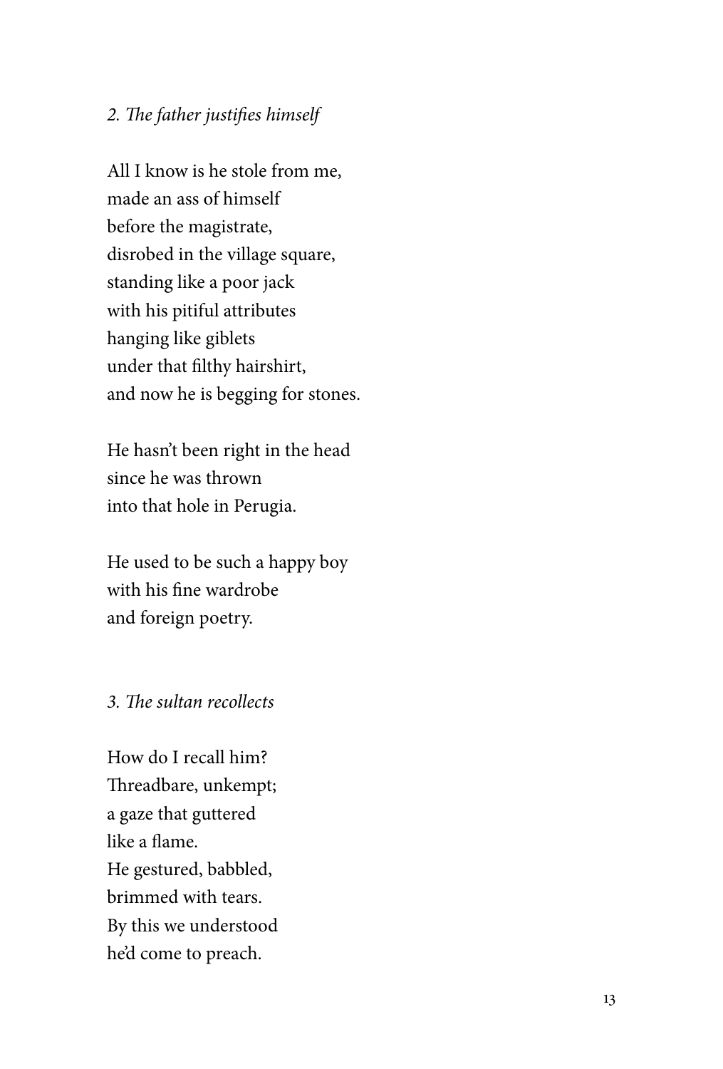*2. The father justifies himself*

All I know is he stole from me,
made an ass of himself
before the magistrate,
disrobed in the village square,
standing like a poor jack
with his pitiful attributes
hanging like giblets
under that filthy hairshirt,
and now he is begging for stones.

He hasn't been right in the head
since he was thrown
into that hole in Perugia.

He used to be such a happy boy
with his fine wardrobe
and foreign poetry.

*3. The sultan recollects*

How do I recall him?
Threadbare, unkempt;
a gaze that guttered
like a flame.
He gestured, babbled,
brimmed with tears.
By this we understood
he'd come to preach.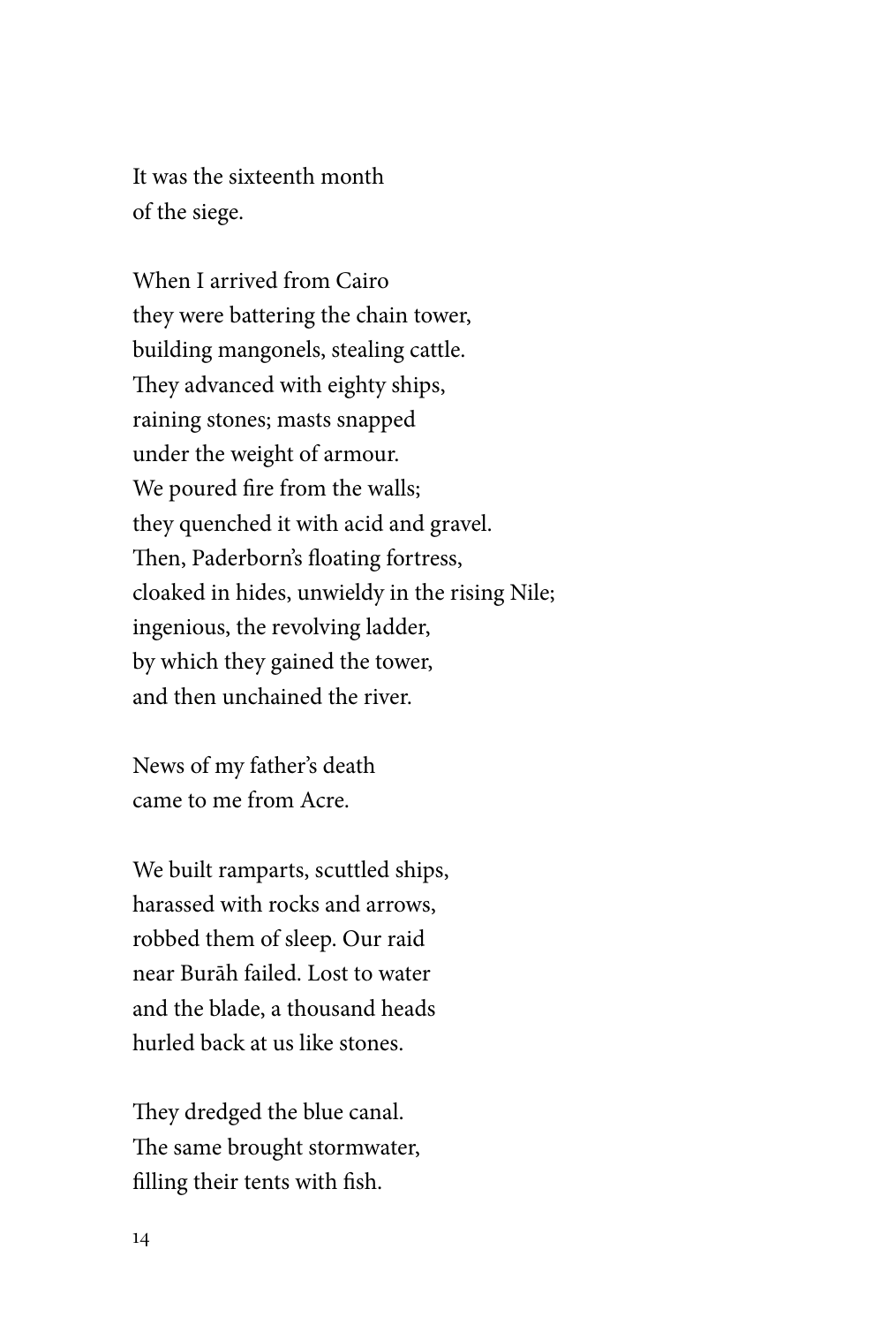It was the sixteenth month  
of the siege.

When I arrived from Cairo  
they were battering the chain tower,  
building mangonels, stealing cattle.  
They advanced with eighty ships,  
raining stones; masts snapped  
under the weight of armour.  
We poured fire from the walls;  
they quenched it with acid and gravel.  
Then, Paderborn's floating fortress,  
cloaked in hides, unwieldy in the rising Nile;  
ingenious, the revolving ladder,  
by which they gained the tower,  
and then unchained the river.

News of my father's death  
came to me from Acre.

We built ramparts, scuttled ships,  
harassed with rocks and arrows,  
robbed them of sleep. Our raid  
near Burāh failed. Lost to water  
and the blade, a thousand heads  
hurled back at us like stones.

They dredged the blue canal.  
The same brought stormwater,  
filling their tents with fish.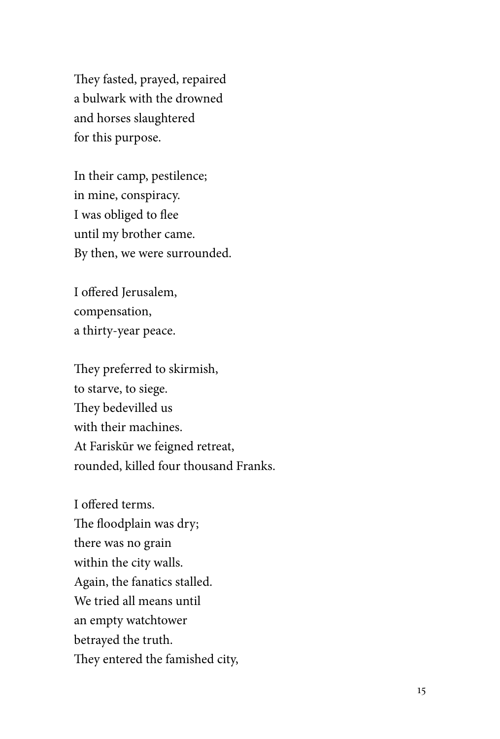They fasted, prayed, repaired  
a bulwark with the drowned  
and horses slaughtered  
for this purpose.

In their camp, pestilence;  
in mine, conspiracy.  
I was obliged to flee  
until my brother came.  
By then, we were surrounded.

I offered Jerusalem,  
compensation,  
a thirty-year peace.

They preferred to skirmish,  
to starve, to siege.  
They bedevilled us  
with their machines.  
At Fariskūr we feigned retreat,  
rounded, killed four thousand Franks.

I offered terms.  
The floodplain was dry;  
there was no grain  
within the city walls.  
Again, the fanatics stalled.  
We tried all means until  
an empty watchtower  
betrayed the truth.  
They entered the famished city,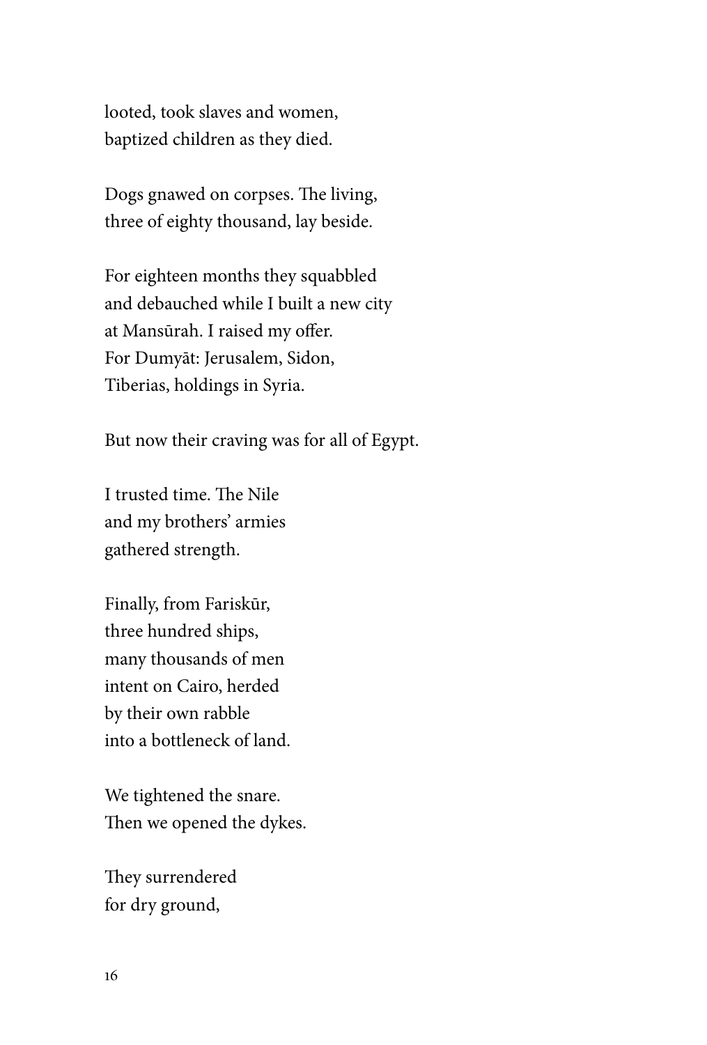looted, took slaves and women,
baptized children as they died.

Dogs gnawed on corpses. The living,
three of eighty thousand, lay beside.

For eighteen months they squabbled
and debauched while I built a new city
at Mansūrah. I raised my offer.
For Dumyāt: Jerusalem, Sidon,
Tiberias, holdings in Syria.

But now their craving was for all of Egypt.

I trusted time. The Nile
and my brothers' armies
gathered strength.

Finally, from Fariskūr,
three hundred ships,
many thousands of men
intent on Cairo, herded
by their own rabble
into a bottleneck of land.

We tightened the snare.
Then we opened the dykes.

They surrendered
for dry ground,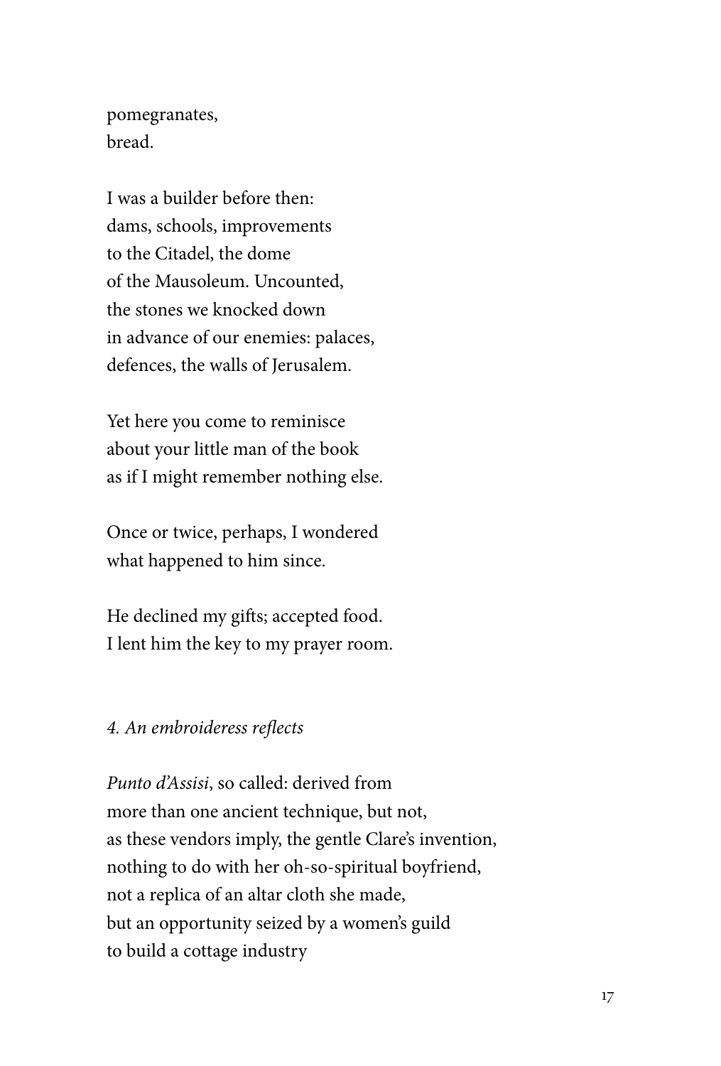pomegranates,  
bread.

I was a builder before then:  
dams, schools, improvements  
to the Citadel, the dome  
of the Mausoleum. Uncounted,  
the stones we knocked down  
in advance of our enemies: palaces,  
defences, the walls of Jerusalem.

Yet here you come to reminisce  
about your little man of the book  
as if I might remember nothing else.

Once or twice, perhaps, I wondered  
what happened to him since.

He declined my gifts; accepted food.  
I lent him the key to my prayer room.

### *4. An embroideress reflects*

*Punto d'Assisi*, so called: derived from  
more than one ancient technique, but not,  
as these vendors imply, the gentle Clare's invention,  
nothing to do with her oh-so-spiritual boyfriend,  
not a replica of an altar cloth she made,  
but an opportunity seized by a women's guild  
to build a cottage industry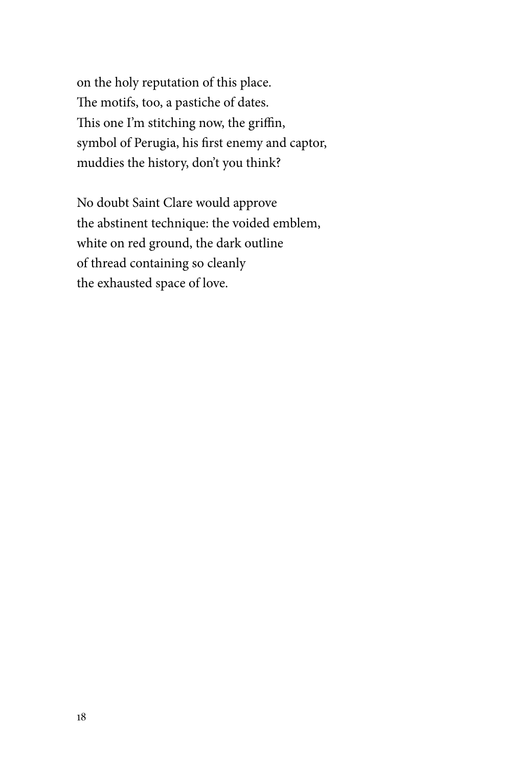on the holy reputation of this place.  
The motifs, too, a pastiche of dates.  
This one I'm stitching now, the griffin,  
symbol of Perugia, his first enemy and captor,  
muddies the history, don't you think?

No doubt Saint Clare would approve  
the abstinent technique: the voided emblem,  
white on red ground, the dark outline  
of thread containing so cleanly  
the exhausted space of love.